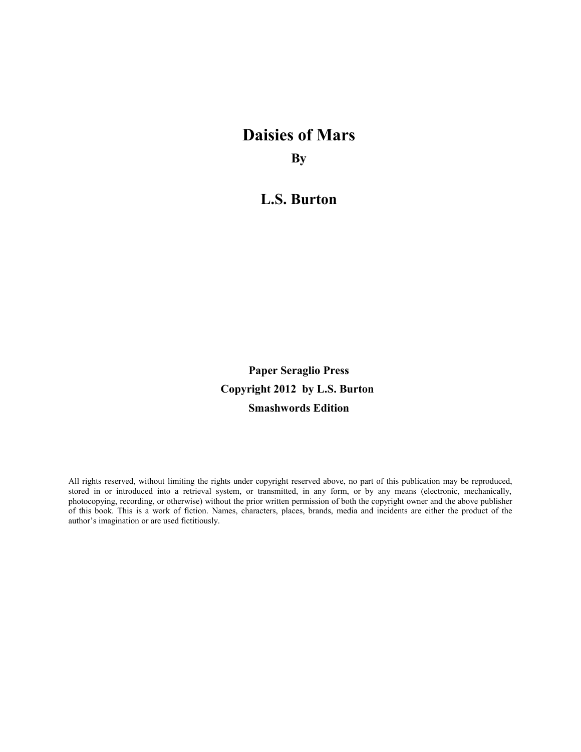# Daisies of Mars

**By**

## L.S. Burton

**Paper Seraglio Press**

**Copyright 2012 by L.S. Burton**

**Smashwords Edition**

All rights reserved, without limiting the rights under copyright reserved above, no part of this publication may be reproduced, stored in or introduced into a retrieval system, or transmitted, in any form, or by any means (electronic, mechanically, photocopying, recording, or otherwise) without the prior written permission of both the copyright owner and the above publisher of this book. This is a work of fiction. Names, characters, places, brands, media and incidents are either the product of the author's imagination or are used fictitiously.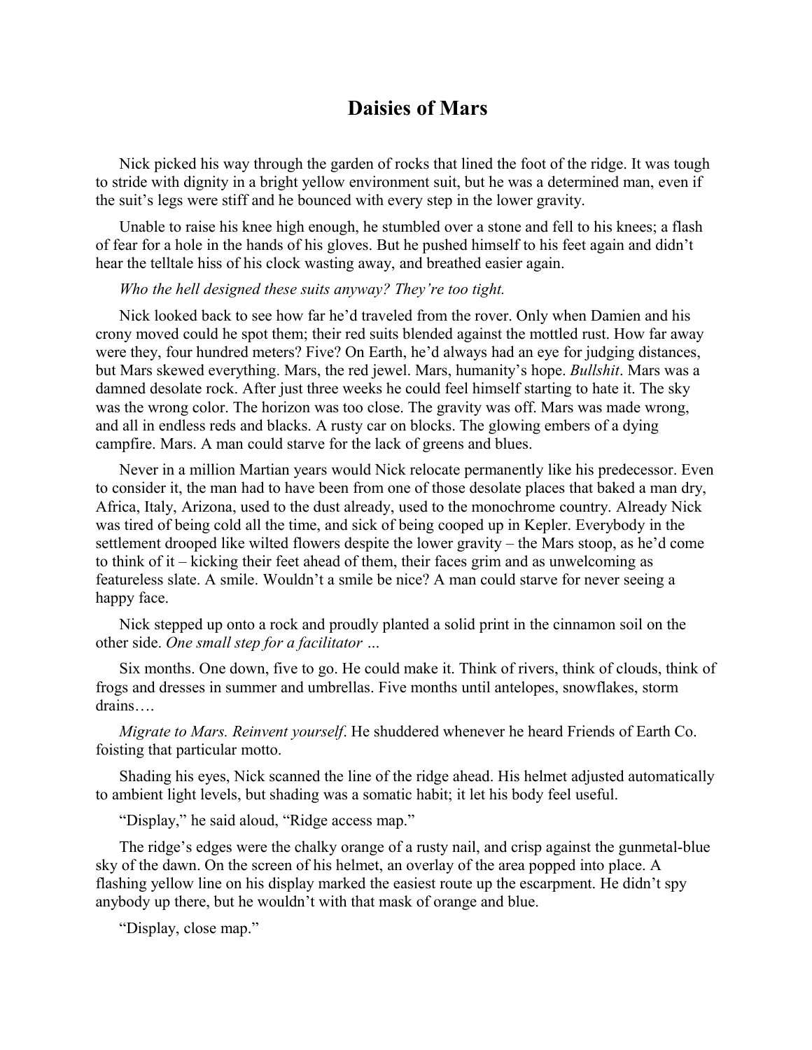# Daisies of Mars

Nick picked his way through the garden of rocks that lined the foot of the ridge. It was tough to stride with dignity in a bright yellow environment suit, but he was a determined man, even if the suit's legs were stiff and he bounced with every step in the lower gravity.

Unable to raise his knee high enough, he stumbled over a stone and fell to his knees; a flash of fear for a hole in the hands of his gloves. But he pushed himself to his feet again and didn't hear the telltale hiss of his clock wasting away, and breathed easier again.

*Who the hell designed these suits anyway? They're too tight.*

Nick looked back to see how far he'd traveled from the rover. Only when Damien and his crony moved could he spot them; their red suits blended against the mottled rust. How far away were they, four hundred meters? Five? On Earth, he'd always had an eye for judging distances, but Mars skewed everything. Mars, the red jewel. Mars, humanity's hope. *Bullshit*. Mars was a damned desolate rock. After just three weeks he could feel himself starting to hate it. The sky was the wrong color. The horizon was too close. The gravity was off. Mars was made wrong, and all in endless reds and blacks. A rusty car on blocks. The glowing embers of a dying campfire. Mars. A man could starve for the lack of greens and blues.

Never in a million Martian years would Nick relocate permanently like his predecessor. Even to consider it, the man had to have been from one of those desolate places that baked a man dry, Africa, Italy, Arizona, used to the dust already, used to the monochrome country. Already Nick was tired of being cold all the time, and sick of being cooped up in Kepler. Everybody in the settlement drooped like wilted flowers despite the lower gravity – the Mars stoop, as he'd come to think of it – kicking their feet ahead of them, their faces grim and as unwelcoming as featureless slate. A smile. Wouldn't a smile be nice? A man could starve for never seeing a happy face.

Nick stepped up onto a rock and proudly planted a solid print in the cinnamon soil on the other side. *One small step for a facilitator …*

Six months. One down, five to go. He could make it. Think of rivers, think of clouds, think of frogs and dresses in summer and umbrellas. Five months until antelopes, snowflakes, storm drains….

*Migrate to Mars. Reinvent yourself*. He shuddered whenever he heard Friends of Earth Co. foisting that particular motto.

Shading his eyes, Nick scanned the line of the ridge ahead. His helmet adjusted automatically to ambient light levels, but shading was a somatic habit; it let his body feel useful.

"Display," he said aloud, "Ridge access map."

The ridge's edges were the chalky orange of a rusty nail, and crisp against the gunmetal-blue sky of the dawn. On the screen of his helmet, an overlay of the area popped into place. A flashing yellow line on his display marked the easiest route up the escarpment. He didn't spy anybody up there, but he wouldn't with that mask of orange and blue.

"Display, close map."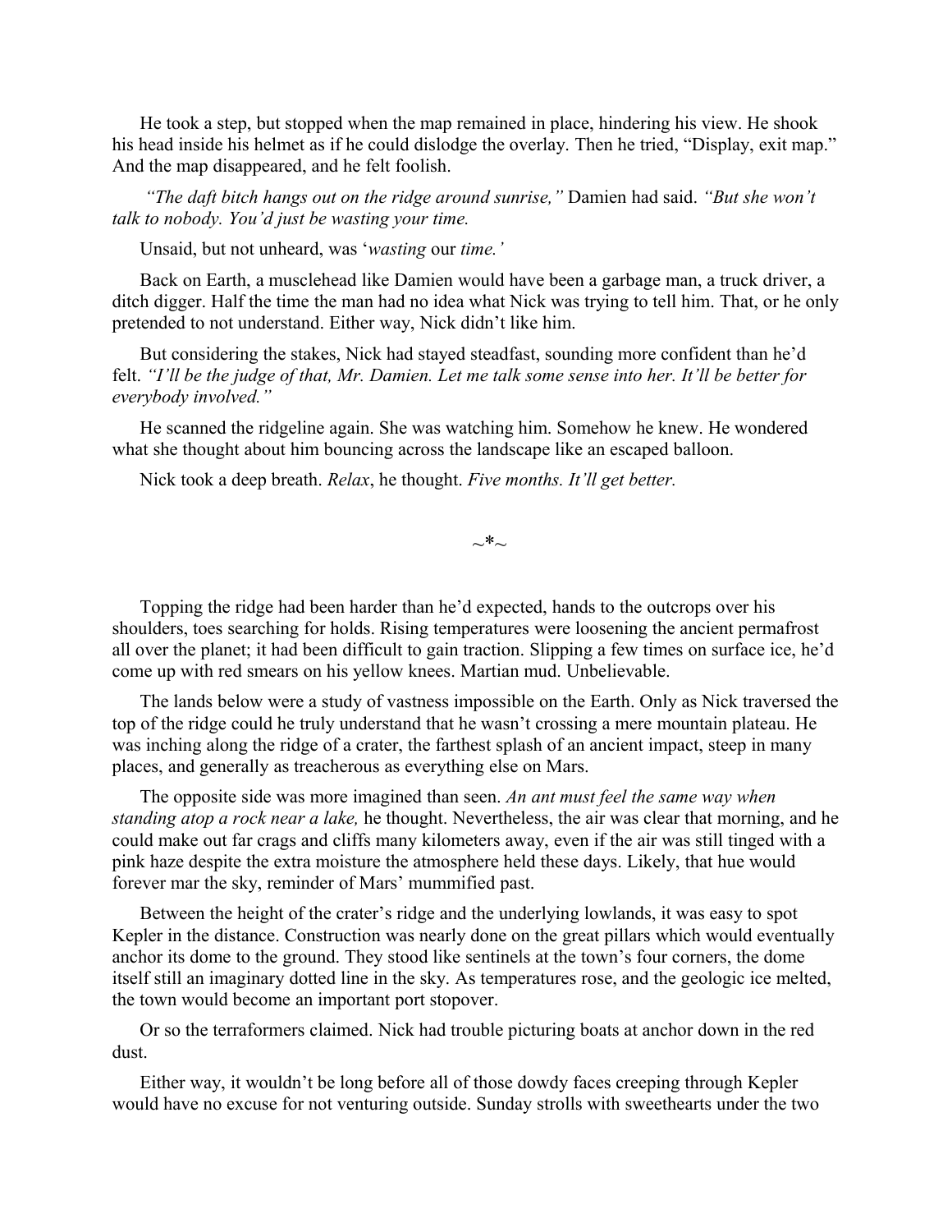He took a step, but stopped when the map remained in place, hindering his view. He shook his head inside his helmet as if he could dislodge the overlay. Then he tried, "Display, exit map." And the map disappeared, and he felt foolish.

*"The daft bitch hangs out on the ridge around sunrise,"* Damien had said. *"But she won't talk to nobody. You'd just be wasting your time.*

Unsaid, but not unheard, was '*wasting* our *time.'*

Back on Earth, a musclehead like Damien would have been a garbage man, a truck driver, a ditch digger. Half the time the man had no idea what Nick was trying to tell him. That, or he only pretended to not understand. Either way, Nick didn't like him.

But considering the stakes, Nick had stayed steadfast, sounding more confident than he'd felt. *"I'll be the judge of that, Mr. Damien. Let me talk some sense into her. It'll be better for everybody involved."*

He scanned the ridgeline again. She was watching him. Somehow he knew. He wondered what she thought about him bouncing across the landscape like an escaped balloon.

Nick took a deep breath. *Relax*, he thought. *Five months. It'll get better.*

~*~

Topping the ridge had been harder than he'd expected, hands to the outcrops over his shoulders, toes searching for holds. Rising temperatures were loosening the ancient permafrost all over the planet; it had been difficult to gain traction. Slipping a few times on surface ice, he'd come up with red smears on his yellow knees. Martian mud. Unbelievable.

The lands below were a study of vastness impossible on the Earth. Only as Nick traversed the top of the ridge could he truly understand that he wasn't crossing a mere mountain plateau. He was inching along the ridge of a crater, the farthest splash of an ancient impact, steep in many places, and generally as treacherous as everything else on Mars.

The opposite side was more imagined than seen. *An ant must feel the same way when standing atop a rock near a lake,* he thought. Nevertheless, the air was clear that morning, and he could make out far crags and cliffs many kilometers away, even if the air was still tinged with a pink haze despite the extra moisture the atmosphere held these days. Likely, that hue would forever mar the sky, reminder of Mars' mummified past.

Between the height of the crater's ridge and the underlying lowlands, it was easy to spot Kepler in the distance. Construction was nearly done on the great pillars which would eventually anchor its dome to the ground. They stood like sentinels at the town's four corners, the dome itself still an imaginary dotted line in the sky. As temperatures rose, and the geologic ice melted, the town would become an important port stopover.

Or so the terraformers claimed. Nick had trouble picturing boats at anchor down in the red dust.

Either way, it wouldn't be long before all of those dowdy faces creeping through Kepler would have no excuse for not venturing outside. Sunday strolls with sweethearts under the two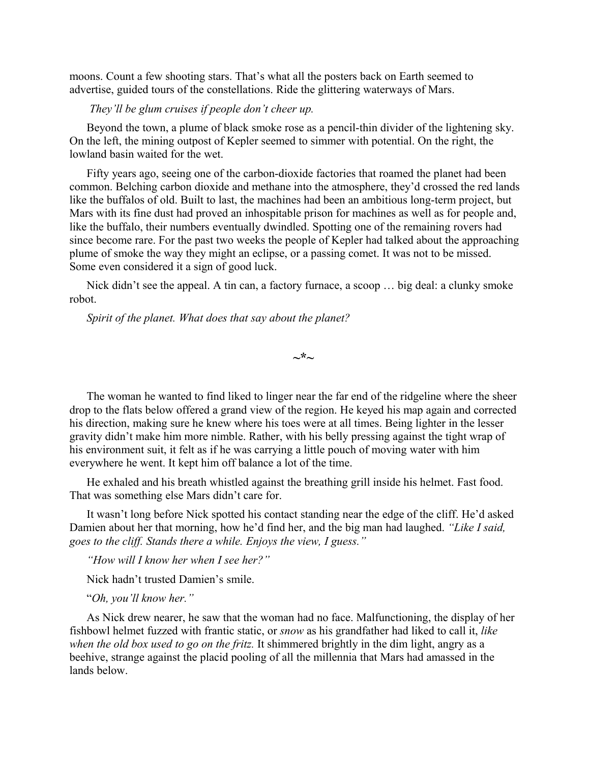moons. Count a few shooting stars. That's what all the posters back on Earth seemed to advertise, guided tours of the constellations. Ride the glittering waterways of Mars.

*They'll be glum cruises if people don't cheer up.*

Beyond the town, a plume of black smoke rose as a pencil-thin divider of the lightening sky. On the left, the mining outpost of Kepler seemed to simmer with potential. On the right, the lowland basin waited for the wet.

Fifty years ago, seeing one of the carbon-dioxide factories that roamed the planet had been common. Belching carbon dioxide and methane into the atmosphere, they'd crossed the red lands like the buffalos of old. Built to last, the machines had been an ambitious long-term project, but Mars with its fine dust had proved an inhospitable prison for machines as well as for people and, like the buffalo, their numbers eventually dwindled. Spotting one of the remaining rovers had since become rare. For the past two weeks the people of Kepler had talked about the approaching plume of smoke the way they might an eclipse, or a passing comet. It was not to be missed. Some even considered it a sign of good luck.

Nick didn't see the appeal. A tin can, a factory furnace, a scoop … big deal: a clunky smoke robot.

*Spirit of the planet. What does that say about the planet?*

~*~

The woman he wanted to find liked to linger near the far end of the ridgeline where the sheer drop to the flats below offered a grand view of the region. He keyed his map again and corrected his direction, making sure he knew where his toes were at all times. Being lighter in the lesser gravity didn't make him more nimble. Rather, with his belly pressing against the tight wrap of his environment suit, it felt as if he was carrying a little pouch of moving water with him everywhere he went. It kept him off balance a lot of the time.

He exhaled and his breath whistled against the breathing grill inside his helmet. Fast food. That was something else Mars didn't care for.

It wasn't long before Nick spotted his contact standing near the edge of the cliff. He'd asked Damien about her that morning, how he'd find her, and the big man had laughed. *"Like I said, goes to the cliff. Stands there a while. Enjoys the view, I guess."*

*"How will I know her when I see her?"*

Nick hadn't trusted Damien's smile.

"*Oh, you'll know her."*

As Nick drew nearer, he saw that the woman had no face. Malfunctioning, the display of her fishbowl helmet fuzzed with frantic static, or *snow* as his grandfather had liked to call it, *like when the old box used to go on the fritz.* It shimmered brightly in the dim light, angry as a beehive, strange against the placid pooling of all the millennia that Mars had amassed in the lands below.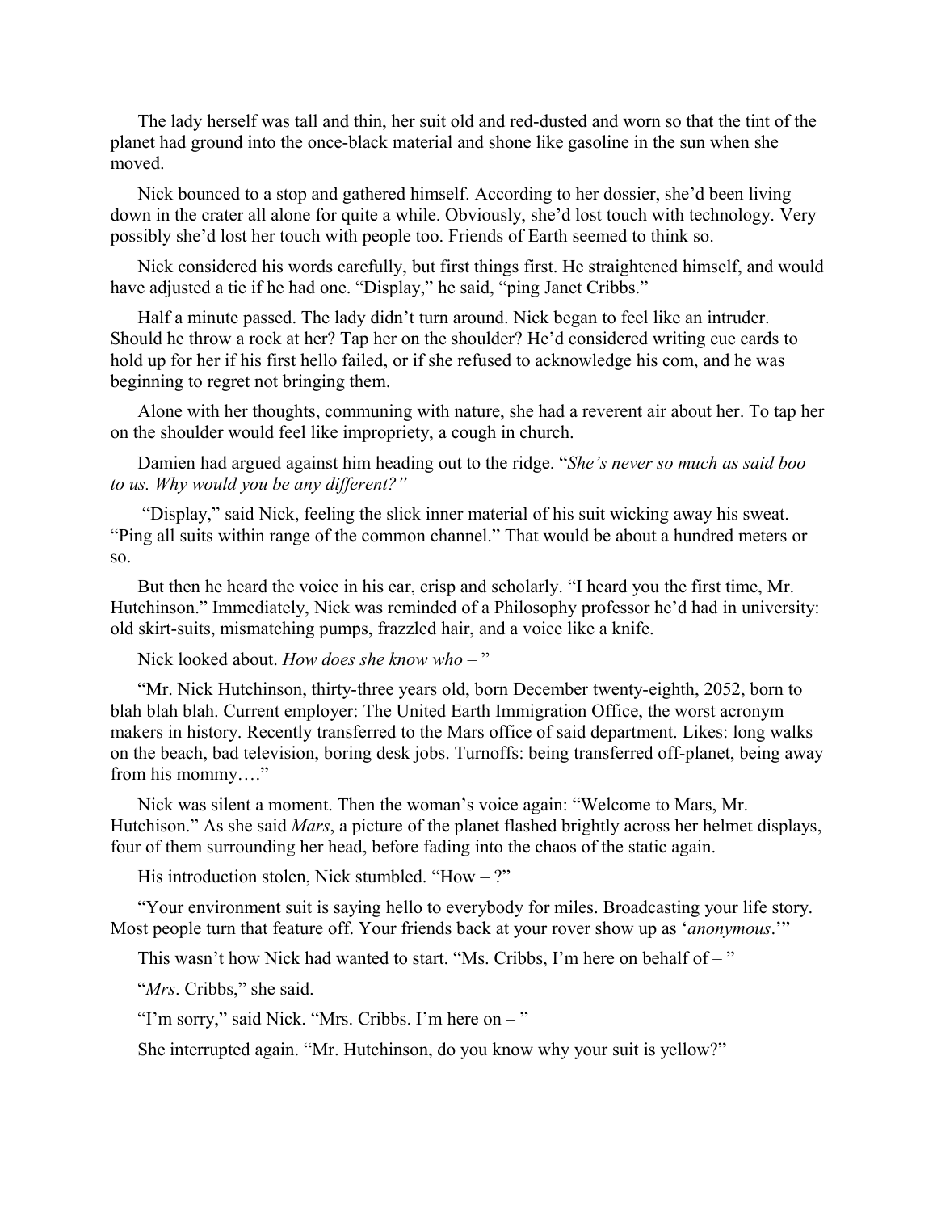The lady herself was tall and thin, her suit old and red-dusted and worn so that the tint of the planet had ground into the once-black material and shone like gasoline in the sun when she moved.

Nick bounced to a stop and gathered himself. According to her dossier, she'd been living down in the crater all alone for quite a while. Obviously, she'd lost touch with technology. Very possibly she'd lost her touch with people too. Friends of Earth seemed to think so.

Nick considered his words carefully, but first things first. He straightened himself, and would have adjusted a tie if he had one. "Display," he said, "ping Janet Cribbs."

Half a minute passed. The lady didn't turn around. Nick began to feel like an intruder. Should he throw a rock at her? Tap her on the shoulder? He'd considered writing cue cards to hold up for her if his first hello failed, or if she refused to acknowledge his com, and he was beginning to regret not bringing them.

Alone with her thoughts, communing with nature, she had a reverent air about her. To tap her on the shoulder would feel like impropriety, a cough in church.

Damien had argued against him heading out to the ridge. "*She's never so much as said boo to us. Why would you be any different?"*

"Display," said Nick, feeling the slick inner material of his suit wicking away his sweat. "Ping all suits within range of the common channel." That would be about a hundred meters or so.

But then he heard the voice in his ear, crisp and scholarly. "I heard you the first time, Mr. Hutchinson." Immediately, Nick was reminded of a Philosophy professor he'd had in university: old skirt-suits, mismatching pumps, frazzled hair, and a voice like a knife.

Nick looked about. *How does she know who –* "

"Mr. Nick Hutchinson, thirty-three years old, born December twenty-eighth, 2052, born to blah blah blah. Current employer: The United Earth Immigration Office, the worst acronym makers in history. Recently transferred to the Mars office of said department. Likes: long walks on the beach, bad television, boring desk jobs. Turnoffs: being transferred off-planet, being away from his mommy…."

Nick was silent a moment. Then the woman's voice again: "Welcome to Mars, Mr. Hutchison." As she said *Mars*, a picture of the planet flashed brightly across her helmet displays, four of them surrounding her head, before fading into the chaos of the static again.

His introduction stolen, Nick stumbled. "How – ?"

"Your environment suit is saying hello to everybody for miles. Broadcasting your life story. Most people turn that feature off. Your friends back at your rover show up as '*anonymous*.'"

This wasn't how Nick had wanted to start. "Ms. Cribbs, I'm here on behalf of – "

"*Mrs*. Cribbs," she said.

"I'm sorry," said Nick. "Mrs. Cribbs. I'm here on – "

She interrupted again. "Mr. Hutchinson, do you know why your suit is yellow?"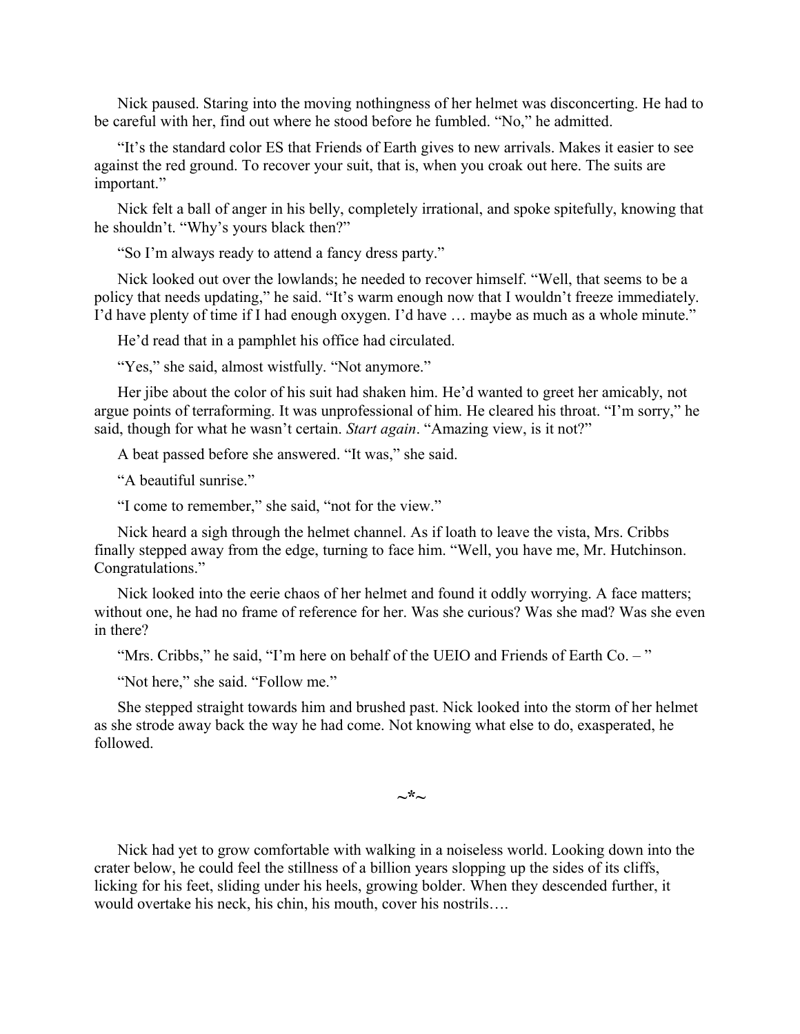Nick paused. Staring into the moving nothingness of her helmet was disconcerting. He had to be careful with her, find out where he stood before he fumbled. “No,” he admitted.

“It’s the standard color ES that Friends of Earth gives to new arrivals. Makes it easier to see against the red ground. To recover your suit, that is, when you croak out here. The suits are important.”

Nick felt a ball of anger in his belly, completely irrational, and spoke spitefully, knowing that he shouldn’t. “Why’s yours black then?”

“So I’m always ready to attend a fancy dress party.”

Nick looked out over the lowlands; he needed to recover himself. “Well, that seems to be a policy that needs updating,” he said. “It’s warm enough now that I wouldn’t freeze immediately. I’d have plenty of time if I had enough oxygen. I’d have … maybe as much as a whole minute.”

He’d read that in a pamphlet his office had circulated.

“Yes,” she said, almost wistfully. “Not anymore.”

Her jibe about the color of his suit had shaken him. He’d wanted to greet her amicably, not argue points of terraforming. It was unprofessional of him. He cleared his throat. “I’m sorry,” he said, though for what he wasn’t certain. *Start again*. “Amazing view, is it not?”

A beat passed before she answered. “It was,” she said.

“A beautiful sunrise.”

“I come to remember,” she said, “not for the view.”

Nick heard a sigh through the helmet channel. As if loath to leave the vista, Mrs. Cribbs finally stepped away from the edge, turning to face him. “Well, you have me, Mr. Hutchinson. Congratulations.”

Nick looked into the eerie chaos of her helmet and found it oddly worrying. A face matters; without one, he had no frame of reference for her. Was she curious? Was she mad? Was she even in there?

“Mrs. Cribbs,” he said, “I’m here on behalf of the UEIO and Friends of Earth Co. – ”

“Not here,” she said. “Follow me.”

She stepped straight towards him and brushed past. Nick looked into the storm of her helmet as she strode away back the way he had come. Not knowing what else to do, exasperated, he followed.

~*~

Nick had yet to grow comfortable with walking in a noiseless world. Looking down into the crater below, he could feel the stillness of a billion years slopping up the sides of its cliffs, licking for his feet, sliding under his heels, growing bolder. When they descended further, it would overtake his neck, his chin, his mouth, cover his nostrils….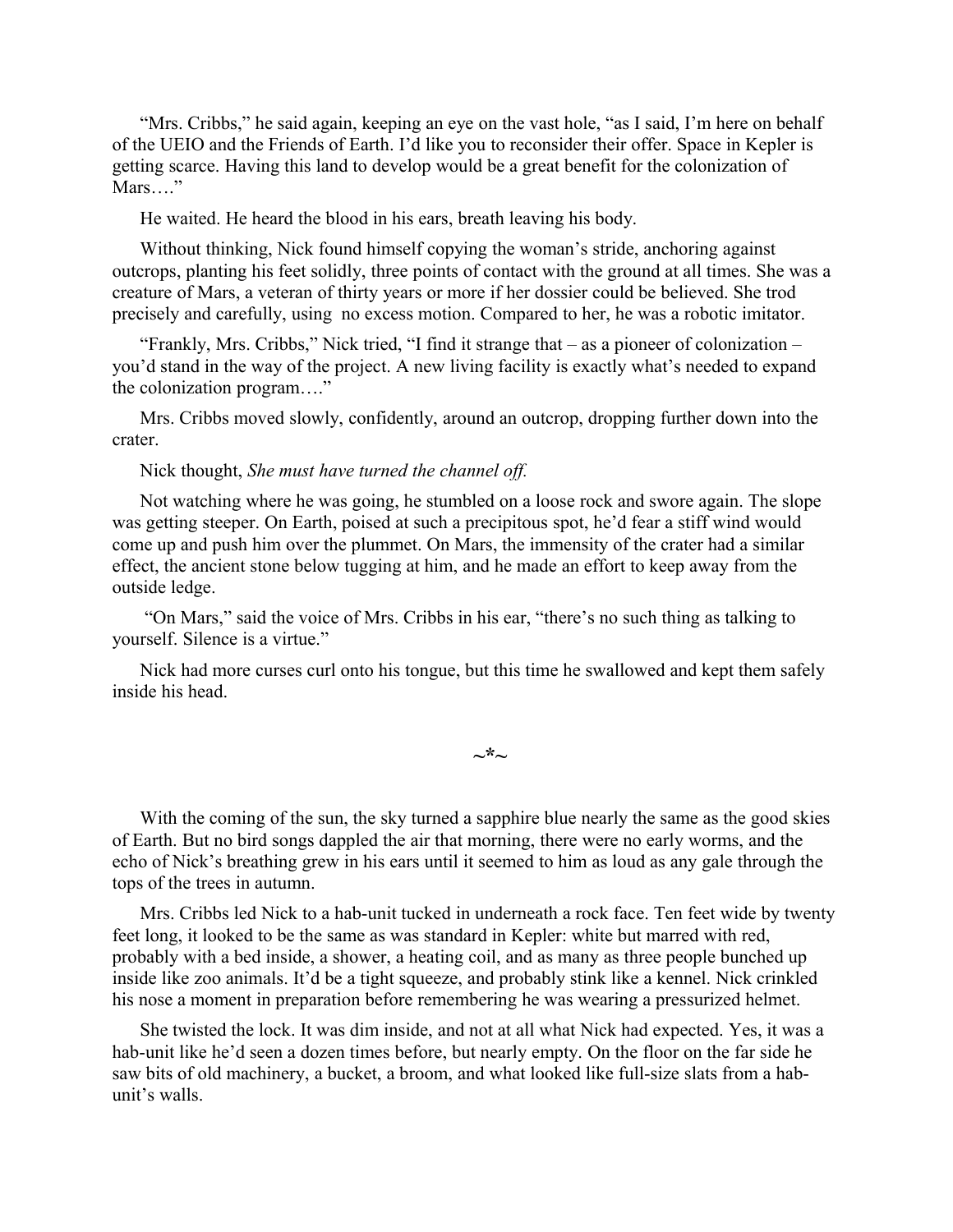“Mrs. Cribbs,” he said again, keeping an eye on the vast hole, “as I said, I’m here on behalf of the UEIO and the Friends of Earth. I’d like you to reconsider their offer. Space in Kepler is getting scarce. Having this land to develop would be a great benefit for the colonization of Mars….”

He waited. He heard the blood in his ears, breath leaving his body.

Without thinking, Nick found himself copying the woman’s stride, anchoring against outcrops, planting his feet solidly, three points of contact with the ground at all times. She was a creature of Mars, a veteran of thirty years or more if her dossier could be believed. She trod precisely and carefully, using no excess motion. Compared to her, he was a robotic imitator.

“Frankly, Mrs. Cribbs,” Nick tried, “I find it strange that – as a pioneer of colonization – you’d stand in the way of the project. A new living facility is exactly what’s needed to expand the colonization program….”

Mrs. Cribbs moved slowly, confidently, around an outcrop, dropping further down into the crater.

Nick thought, *She must have turned the channel off.*

Not watching where he was going, he stumbled on a loose rock and swore again. The slope was getting steeper. On Earth, poised at such a precipitous spot, he’d fear a stiff wind would come up and push him over the plummet. On Mars, the immensity of the crater had a similar effect, the ancient stone below tugging at him, and he made an effort to keep away from the outside ledge.

“On Mars,” said the voice of Mrs. Cribbs in his ear, “there’s no such thing as talking to yourself. Silence is a virtue.”

Nick had more curses curl onto his tongue, but this time he swallowed and kept them safely inside his head.

~*~

With the coming of the sun, the sky turned a sapphire blue nearly the same as the good skies of Earth. But no bird songs dappled the air that morning, there were no early worms, and the echo of Nick’s breathing grew in his ears until it seemed to him as loud as any gale through the tops of the trees in autumn.

Mrs. Cribbs led Nick to a hab-unit tucked in underneath a rock face. Ten feet wide by twenty feet long, it looked to be the same as was standard in Kepler: white but marred with red, probably with a bed inside, a shower, a heating coil, and as many as three people bunched up inside like zoo animals. It’d be a tight squeeze, and probably stink like a kennel. Nick crinkled his nose a moment in preparation before remembering he was wearing a pressurized helmet.

She twisted the lock. It was dim inside, and not at all what Nick had expected. Yes, it was a hab-unit like he’d seen a dozen times before, but nearly empty. On the floor on the far side he saw bits of old machinery, a bucket, a broom, and what looked like full-size slats from a hab-unit’s walls.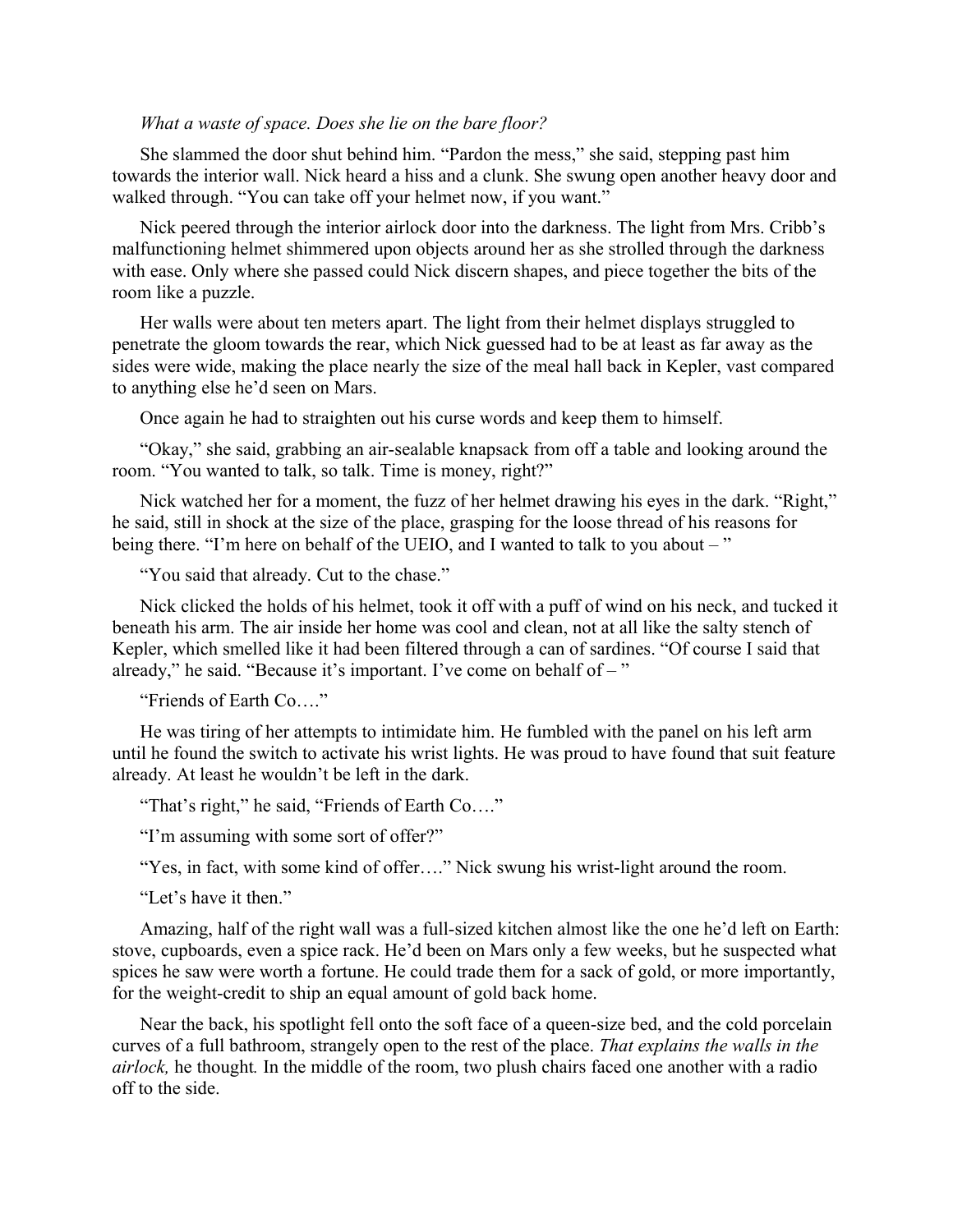*What a waste of space. Does she lie on the bare floor?*

She slammed the door shut behind him. "Pardon the mess," she said, stepping past him towards the interior wall. Nick heard a hiss and a clunk. She swung open another heavy door and walked through. "You can take off your helmet now, if you want."

Nick peered through the interior airlock door into the darkness. The light from Mrs. Cribb's malfunctioning helmet shimmered upon objects around her as she strolled through the darkness with ease. Only where she passed could Nick discern shapes, and piece together the bits of the room like a puzzle.

Her walls were about ten meters apart. The light from their helmet displays struggled to penetrate the gloom towards the rear, which Nick guessed had to be at least as far away as the sides were wide, making the place nearly the size of the meal hall back in Kepler, vast compared to anything else he'd seen on Mars.

Once again he had to straighten out his curse words and keep them to himself.

"Okay," she said, grabbing an air-sealable knapsack from off a table and looking around the room. "You wanted to talk, so talk. Time is money, right?"

Nick watched her for a moment, the fuzz of her helmet drawing his eyes in the dark. "Right," he said, still in shock at the size of the place, grasping for the loose thread of his reasons for being there. "I'm here on behalf of the UEIO, and I wanted to talk to you about – "

"You said that already. Cut to the chase."

Nick clicked the holds of his helmet, took it off with a puff of wind on his neck, and tucked it beneath his arm. The air inside her home was cool and clean, not at all like the salty stench of Kepler, which smelled like it had been filtered through a can of sardines. "Of course I said that already," he said. "Because it's important. I've come on behalf of – "

"Friends of Earth Co…."

He was tiring of her attempts to intimidate him. He fumbled with the panel on his left arm until he found the switch to activate his wrist lights. He was proud to have found that suit feature already. At least he wouldn't be left in the dark.

"That's right," he said, "Friends of Earth Co…."

"I'm assuming with some sort of offer?"

"Yes, in fact, with some kind of offer…." Nick swung his wrist-light around the room.

"Let's have it then."

Amazing, half of the right wall was a full-sized kitchen almost like the one he'd left on Earth: stove, cupboards, even a spice rack. He'd been on Mars only a few weeks, but he suspected what spices he saw were worth a fortune. He could trade them for a sack of gold, or more importantly, for the weight-credit to ship an equal amount of gold back home.

Near the back, his spotlight fell onto the soft face of a queen-size bed, and the cold porcelain curves of a full bathroom, strangely open to the rest of the place. *That explains the walls in the airlock,* he thought*.* In the middle of the room, two plush chairs faced one another with a radio off to the side.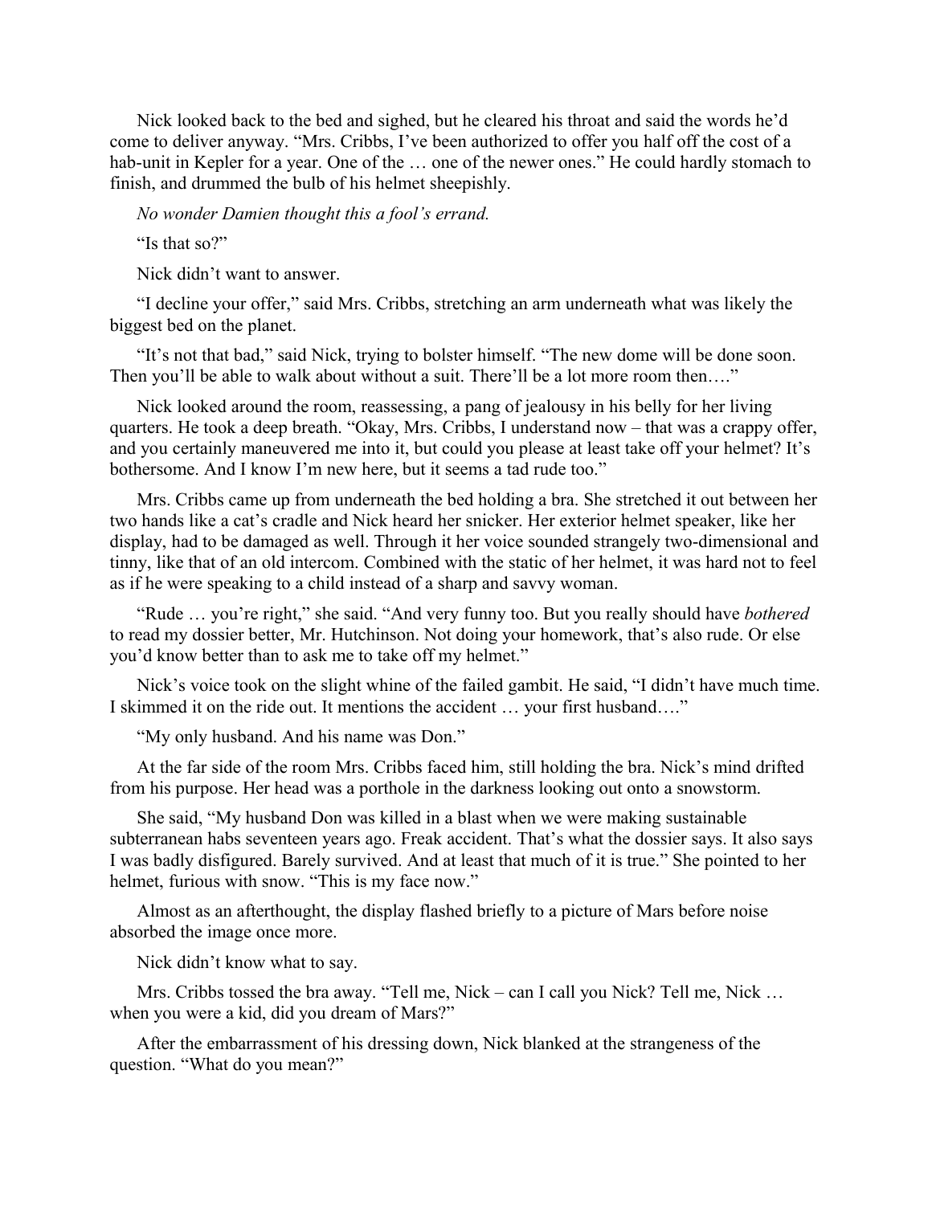Nick looked back to the bed and sighed, but he cleared his throat and said the words he'd come to deliver anyway. "Mrs. Cribbs, I've been authorized to offer you half off the cost of a hab-unit in Kepler for a year. One of the … one of the newer ones." He could hardly stomach to finish, and drummed the bulb of his helmet sheepishly.

*No wonder Damien thought this a fool's errand.*

"Is that so?"

Nick didn't want to answer.

"I decline your offer," said Mrs. Cribbs, stretching an arm underneath what was likely the biggest bed on the planet.

"It's not that bad," said Nick, trying to bolster himself. "The new dome will be done soon. Then you'll be able to walk about without a suit. There'll be a lot more room then…."

Nick looked around the room, reassessing, a pang of jealousy in his belly for her living quarters. He took a deep breath. "Okay, Mrs. Cribbs, I understand now – that was a crappy offer, and you certainly maneuvered me into it, but could you please at least take off your helmet? It's bothersome. And I know I'm new here, but it seems a tad rude too."

Mrs. Cribbs came up from underneath the bed holding a bra. She stretched it out between her two hands like a cat's cradle and Nick heard her snicker. Her exterior helmet speaker, like her display, had to be damaged as well. Through it her voice sounded strangely two-dimensional and tinny, like that of an old intercom. Combined with the static of her helmet, it was hard not to feel as if he were speaking to a child instead of a sharp and savvy woman.

"Rude … you're right," she said. "And very funny too. But you really should have *bothered* to read my dossier better, Mr. Hutchinson. Not doing your homework, that's also rude. Or else you'd know better than to ask me to take off my helmet."

Nick's voice took on the slight whine of the failed gambit. He said, "I didn't have much time. I skimmed it on the ride out. It mentions the accident … your first husband…."

"My only husband. And his name was Don."

At the far side of the room Mrs. Cribbs faced him, still holding the bra. Nick's mind drifted from his purpose. Her head was a porthole in the darkness looking out onto a snowstorm.

She said, "My husband Don was killed in a blast when we were making sustainable subterranean habs seventeen years ago. Freak accident. That's what the dossier says. It also says I was badly disfigured. Barely survived. And at least that much of it is true." She pointed to her helmet, furious with snow. "This is my face now."

Almost as an afterthought, the display flashed briefly to a picture of Mars before noise absorbed the image once more.

Nick didn't know what to say.

Mrs. Cribbs tossed the bra away. "Tell me, Nick – can I call you Nick? Tell me, Nick … when you were a kid, did you dream of Mars?"

After the embarrassment of his dressing down, Nick blanked at the strangeness of the question. "What do you mean?"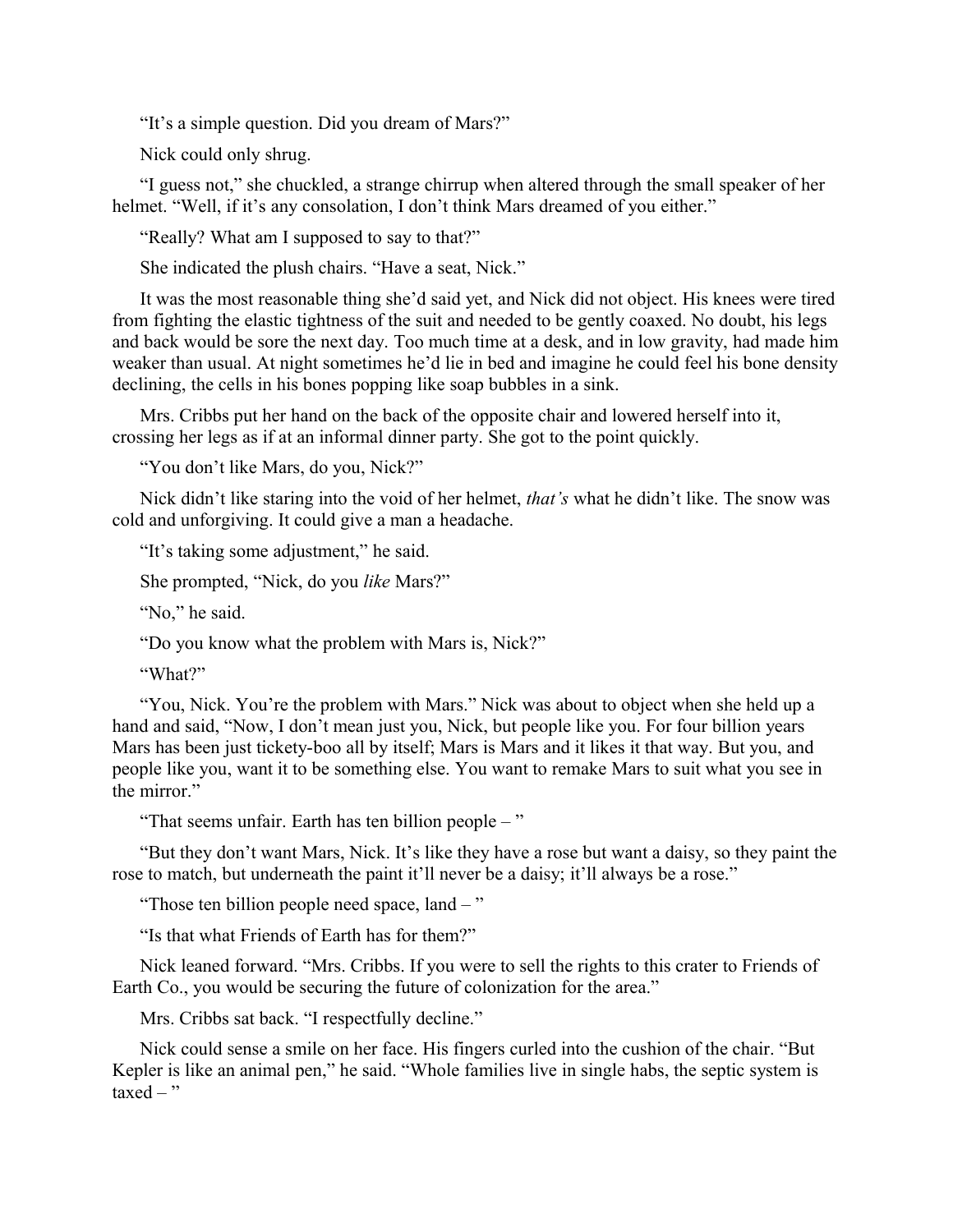"It's a simple question. Did you dream of Mars?"

Nick could only shrug.

"I guess not," she chuckled, a strange chirrup when altered through the small speaker of her helmet. "Well, if it's any consolation, I don't think Mars dreamed of you either."

"Really? What am I supposed to say to that?"

She indicated the plush chairs. "Have a seat, Nick."

It was the most reasonable thing she'd said yet, and Nick did not object. His knees were tired from fighting the elastic tightness of the suit and needed to be gently coaxed. No doubt, his legs and back would be sore the next day. Too much time at a desk, and in low gravity, had made him weaker than usual. At night sometimes he'd lie in bed and imagine he could feel his bone density declining, the cells in his bones popping like soap bubbles in a sink.

Mrs. Cribbs put her hand on the back of the opposite chair and lowered herself into it, crossing her legs as if at an informal dinner party. She got to the point quickly.

"You don't like Mars, do you, Nick?"

Nick didn't like staring into the void of her helmet, *that's* what he didn't like. The snow was cold and unforgiving. It could give a man a headache.

"It's taking some adjustment," he said.

She prompted, "Nick, do you *like* Mars?"

"No," he said.

"Do you know what the problem with Mars is, Nick?"

"What?"

"You, Nick. You're the problem with Mars." Nick was about to object when she held up a hand and said, "Now, I don't mean just you, Nick, but people like you. For four billion years Mars has been just tickety-boo all by itself; Mars is Mars and it likes it that way. But you, and people like you, want it to be something else. You want to remake Mars to suit what you see in the mirror."

"That seems unfair. Earth has ten billion people – "

"But they don't want Mars, Nick. It's like they have a rose but want a daisy, so they paint the rose to match, but underneath the paint it'll never be a daisy; it'll always be a rose."

"Those ten billion people need space, land – "

"Is that what Friends of Earth has for them?"

Nick leaned forward. "Mrs. Cribbs. If you were to sell the rights to this crater to Friends of Earth Co., you would be securing the future of colonization for the area."

Mrs. Cribbs sat back. "I respectfully decline."

Nick could sense a smile on her face. His fingers curled into the cushion of the chair. "But Kepler is like an animal pen," he said. "Whole families live in single habs, the septic system is taxed – "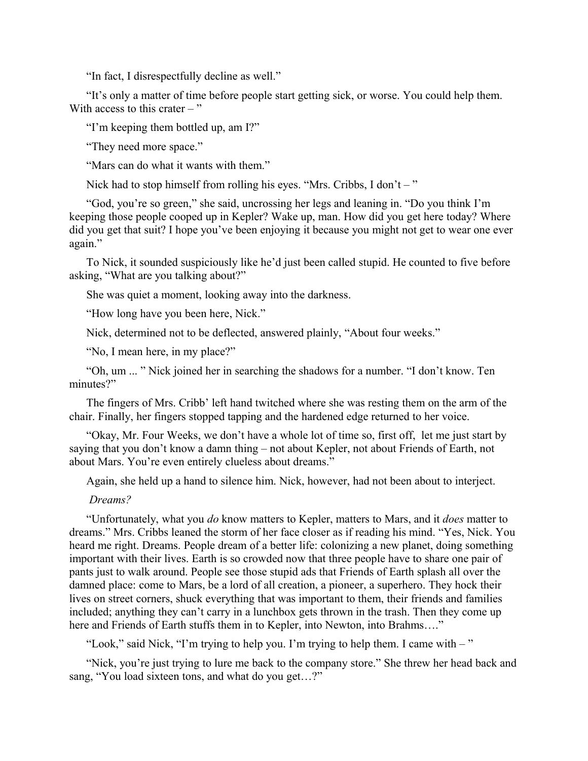"In fact, I disrespectfully decline as well."

"It's only a matter of time before people start getting sick, or worse. You could help them. With access to this crater – "

"I'm keeping them bottled up, am I?"

"They need more space."

"Mars can do what it wants with them."

Nick had to stop himself from rolling his eyes. "Mrs. Cribbs, I don't – "

"God, you're so green," she said, uncrossing her legs and leaning in. "Do you think I'm keeping those people cooped up in Kepler? Wake up, man. How did you get here today? Where did you get that suit? I hope you've been enjoying it because you might not get to wear one ever again."

To Nick, it sounded suspiciously like he'd just been called stupid. He counted to five before asking, "What are you talking about?"

She was quiet a moment, looking away into the darkness.

"How long have you been here, Nick."

Nick, determined not to be deflected, answered plainly, "About four weeks."

"No, I mean here, in my place?"

"Oh, um ... " Nick joined her in searching the shadows for a number. "I don't know. Ten minutes?"

The fingers of Mrs. Cribb' left hand twitched where she was resting them on the arm of the chair. Finally, her fingers stopped tapping and the hardened edge returned to her voice.

"Okay, Mr. Four Weeks, we don't have a whole lot of time so, first off, let me just start by saying that you don't know a damn thing – not about Kepler, not about Friends of Earth, not about Mars. You're even entirely clueless about dreams."

Again, she held up a hand to silence him. Nick, however, had not been about to interject.

*Dreams?*

"Unfortunately, what you *do* know matters to Kepler, matters to Mars, and it *does* matter to dreams." Mrs. Cribbs leaned the storm of her face closer as if reading his mind. "Yes, Nick. You heard me right. Dreams. People dream of a better life: colonizing a new planet, doing something important with their lives. Earth is so crowded now that three people have to share one pair of pants just to walk around. People see those stupid ads that Friends of Earth splash all over the damned place: come to Mars, be a lord of all creation, a pioneer, a superhero. They hock their lives on street corners, shuck everything that was important to them, their friends and families included; anything they can't carry in a lunchbox gets thrown in the trash. Then they come up here and Friends of Earth stuffs them in to Kepler, into Newton, into Brahms…."

"Look," said Nick, "I'm trying to help you. I'm trying to help them. I came with – "

"Nick, you're just trying to lure me back to the company store." She threw her head back and sang, "You load sixteen tons, and what do you get…?"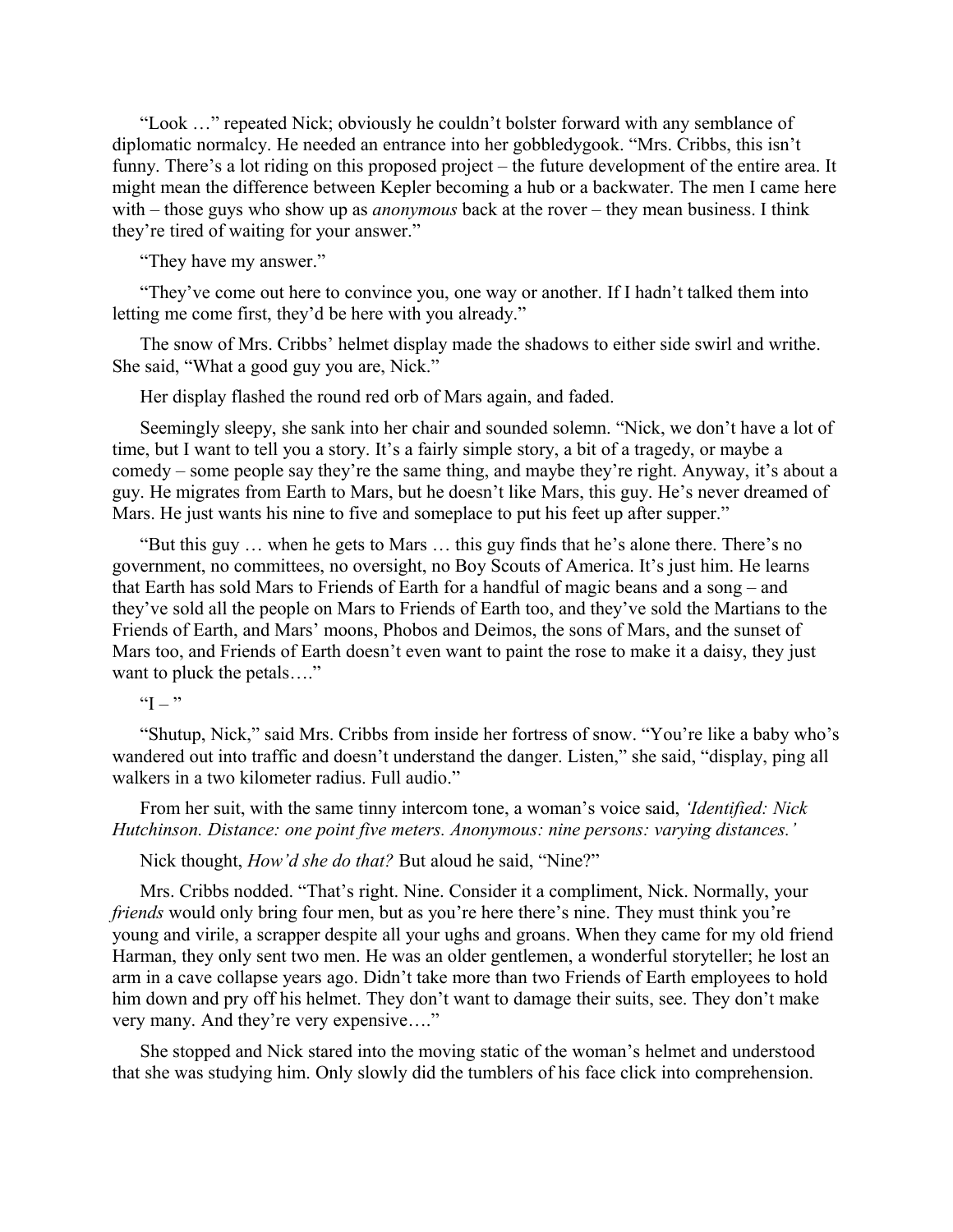"Look …" repeated Nick; obviously he couldn't bolster forward with any semblance of diplomatic normalcy. He needed an entrance into her gobbledygook. "Mrs. Cribbs, this isn't funny. There's a lot riding on this proposed project – the future development of the entire area. It might mean the difference between Kepler becoming a hub or a backwater. The men I came here with – those guys who show up as *anonymous* back at the rover – they mean business. I think they're tired of waiting for your answer."

"They have my answer."

"They've come out here to convince you, one way or another. If I hadn't talked them into letting me come first, they'd be here with you already."

The snow of Mrs. Cribbs' helmet display made the shadows to either side swirl and writhe. She said, "What a good guy you are, Nick."

Her display flashed the round red orb of Mars again, and faded.

Seemingly sleepy, she sank into her chair and sounded solemn. "Nick, we don't have a lot of time, but I want to tell you a story. It's a fairly simple story, a bit of a tragedy, or maybe a comedy – some people say they're the same thing, and maybe they're right. Anyway, it's about a guy. He migrates from Earth to Mars, but he doesn't like Mars, this guy. He's never dreamed of Mars. He just wants his nine to five and someplace to put his feet up after supper."

"But this guy … when he gets to Mars … this guy finds that he's alone there. There's no government, no committees, no oversight, no Boy Scouts of America. It's just him. He learns that Earth has sold Mars to Friends of Earth for a handful of magic beans and a song – and they've sold all the people on Mars to Friends of Earth too, and they've sold the Martians to the Friends of Earth, and Mars' moons, Phobos and Deimos, the sons of Mars, and the sunset of Mars too, and Friends of Earth doesn't even want to paint the rose to make it a daisy, they just want to pluck the petals…."

"I – "

"Shutup, Nick," said Mrs. Cribbs from inside her fortress of snow. "You're like a baby who's wandered out into traffic and doesn't understand the danger. Listen," she said, "display, ping all walkers in a two kilometer radius. Full audio."

From her suit, with the same tinny intercom tone, a woman's voice said, *'Identified: Nick Hutchinson. Distance: one point five meters. Anonymous: nine persons: varying distances.'*

Nick thought, *How'd she do that?* But aloud he said, "Nine?"

Mrs. Cribbs nodded. "That's right. Nine. Consider it a compliment, Nick. Normally, your *friends* would only bring four men, but as you're here there's nine. They must think you're young and virile, a scrapper despite all your ughs and groans. When they came for my old friend Harman, they only sent two men. He was an older gentlemen, a wonderful storyteller; he lost an arm in a cave collapse years ago. Didn't take more than two Friends of Earth employees to hold him down and pry off his helmet. They don't want to damage their suits, see. They don't make very many. And they're very expensive…."

She stopped and Nick stared into the moving static of the woman's helmet and understood that she was studying him. Only slowly did the tumblers of his face click into comprehension.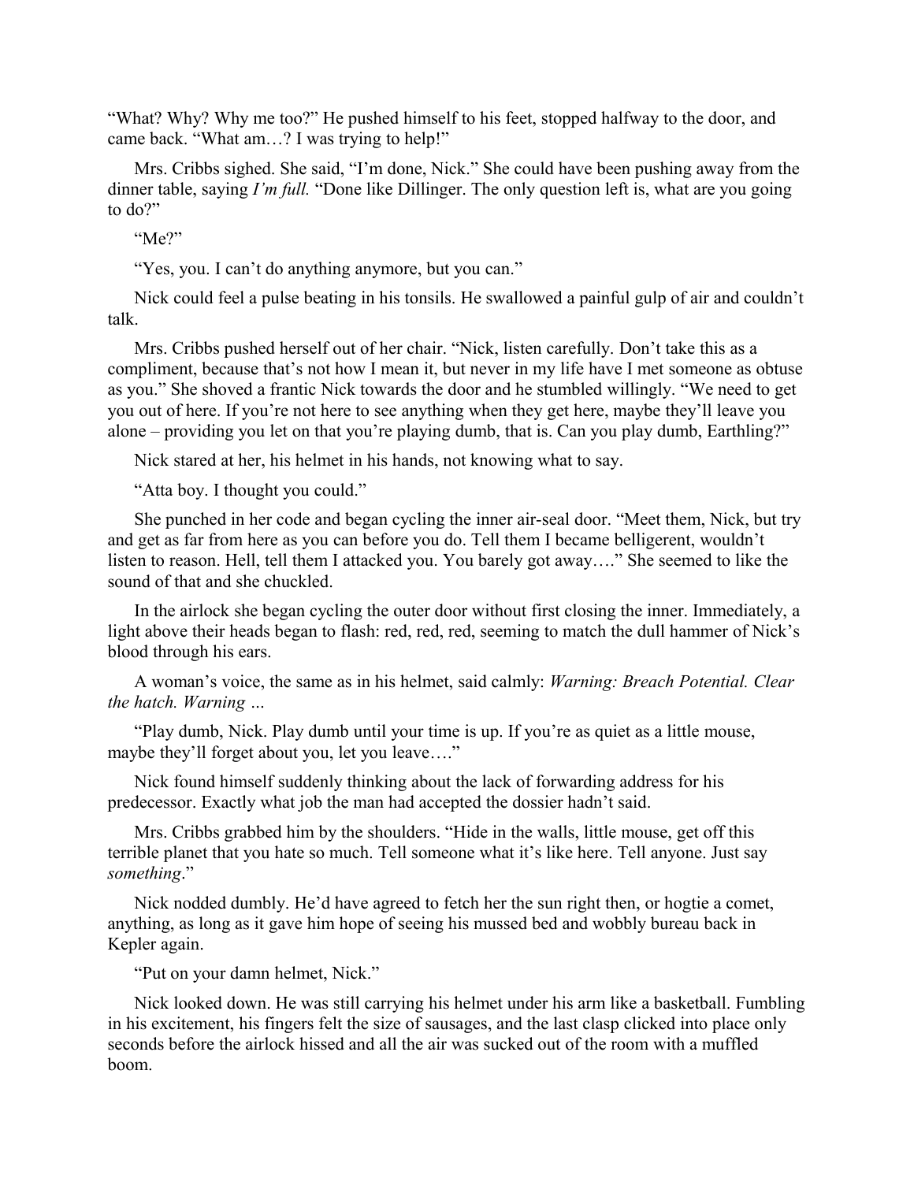"What? Why? Why me too?" He pushed himself to his feet, stopped halfway to the door, and came back. "What am…? I was trying to help!"

Mrs. Cribbs sighed. She said, "I'm done, Nick." She could have been pushing away from the dinner table, saying *I'm full.* "Done like Dillinger. The only question left is, what are you going to do?"

"Me?"

"Yes, you. I can't do anything anymore, but you can."

Nick could feel a pulse beating in his tonsils. He swallowed a painful gulp of air and couldn't talk.

Mrs. Cribbs pushed herself out of her chair. "Nick, listen carefully. Don't take this as a compliment, because that's not how I mean it, but never in my life have I met someone as obtuse as you." She shoved a frantic Nick towards the door and he stumbled willingly. "We need to get you out of here. If you're not here to see anything when they get here, maybe they'll leave you alone – providing you let on that you're playing dumb, that is. Can you play dumb, Earthling?"

Nick stared at her, his helmet in his hands, not knowing what to say.

"Atta boy. I thought you could."

She punched in her code and began cycling the inner air-seal door. "Meet them, Nick, but try and get as far from here as you can before you do. Tell them I became belligerent, wouldn't listen to reason. Hell, tell them I attacked you. You barely got away…." She seemed to like the sound of that and she chuckled.

In the airlock she began cycling the outer door without first closing the inner. Immediately, a light above their heads began to flash: red, red, red, seeming to match the dull hammer of Nick's blood through his ears.

A woman's voice, the same as in his helmet, said calmly: *Warning: Breach Potential. Clear the hatch. Warning …*

"Play dumb, Nick. Play dumb until your time is up. If you're as quiet as a little mouse, maybe they'll forget about you, let you leave…."

Nick found himself suddenly thinking about the lack of forwarding address for his predecessor. Exactly what job the man had accepted the dossier hadn't said.

Mrs. Cribbs grabbed him by the shoulders. "Hide in the walls, little mouse, get off this terrible planet that you hate so much. Tell someone what it's like here. Tell anyone. Just say *something*."

Nick nodded dumbly. He'd have agreed to fetch her the sun right then, or hogtie a comet, anything, as long as it gave him hope of seeing his mussed bed and wobbly bureau back in Kepler again.

"Put on your damn helmet, Nick."

Nick looked down. He was still carrying his helmet under his arm like a basketball. Fumbling in his excitement, his fingers felt the size of sausages, and the last clasp clicked into place only seconds before the airlock hissed and all the air was sucked out of the room with a muffled boom.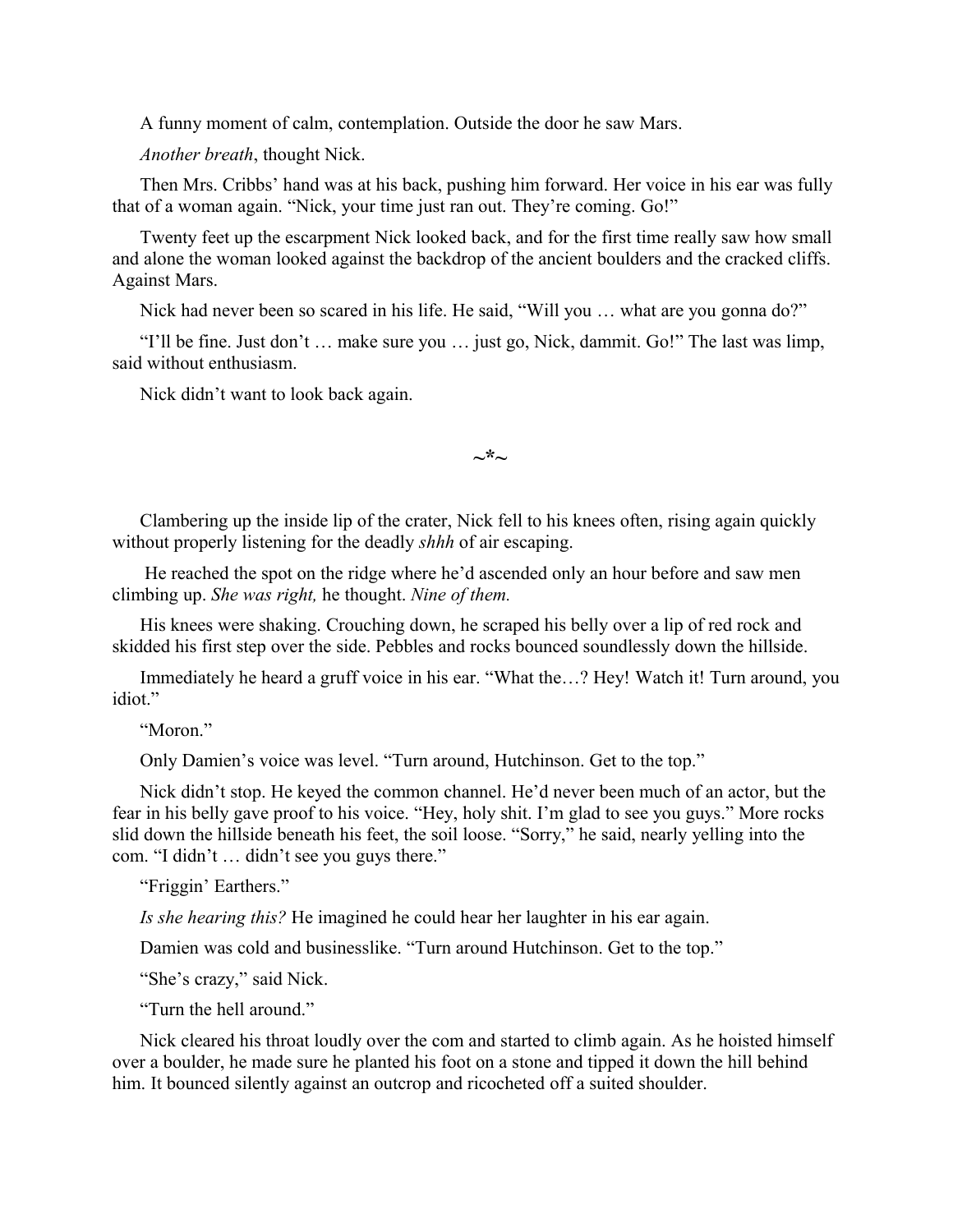A funny moment of calm, contemplation. Outside the door he saw Mars.

*Another breath*, thought Nick.

Then Mrs. Cribbs' hand was at his back, pushing him forward. Her voice in his ear was fully that of a woman again. "Nick, your time just ran out. They're coming. Go!"

Twenty feet up the escarpment Nick looked back, and for the first time really saw how small and alone the woman looked against the backdrop of the ancient boulders and the cracked cliffs. Against Mars.

Nick had never been so scared in his life. He said, "Will you … what are you gonna do?"

"I'll be fine. Just don't … make sure you … just go, Nick, dammit. Go!" The last was limp, said without enthusiasm.

Nick didn't want to look back again.

~*~

Clambering up the inside lip of the crater, Nick fell to his knees often, rising again quickly without properly listening for the deadly *shhh* of air escaping.

He reached the spot on the ridge where he'd ascended only an hour before and saw men climbing up. *She was right,* he thought. *Nine of them.*

His knees were shaking. Crouching down, he scraped his belly over a lip of red rock and skidded his first step over the side. Pebbles and rocks bounced soundlessly down the hillside.

Immediately he heard a gruff voice in his ear. "What the…? Hey! Watch it! Turn around, you idiot."

"Moron."

Only Damien's voice was level. "Turn around, Hutchinson. Get to the top."

Nick didn't stop. He keyed the common channel. He'd never been much of an actor, but the fear in his belly gave proof to his voice. "Hey, holy shit. I'm glad to see you guys." More rocks slid down the hillside beneath his feet, the soil loose. "Sorry," he said, nearly yelling into the com. "I didn't … didn't see you guys there."

"Friggin' Earthers."

*Is she hearing this?* He imagined he could hear her laughter in his ear again.

Damien was cold and businesslike. "Turn around Hutchinson. Get to the top."

"She's crazy," said Nick.

"Turn the hell around."

Nick cleared his throat loudly over the com and started to climb again. As he hoisted himself over a boulder, he made sure he planted his foot on a stone and tipped it down the hill behind him. It bounced silently against an outcrop and ricocheted off a suited shoulder.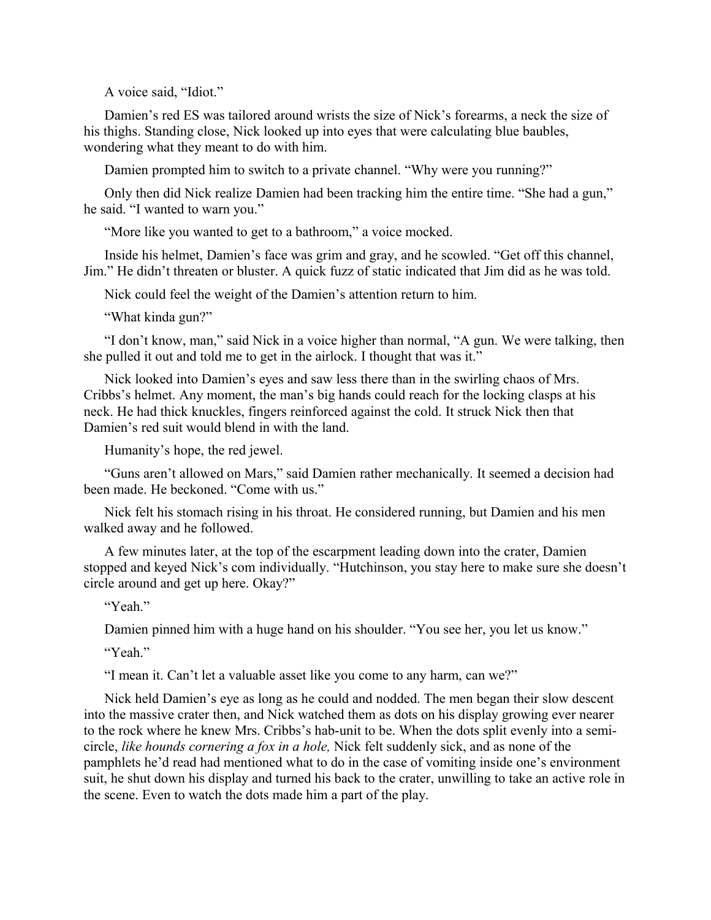A voice said, "Idiot."

Damien's red ES was tailored around wrists the size of Nick's forearms, a neck the size of his thighs. Standing close, Nick looked up into eyes that were calculating blue baubles, wondering what they meant to do with him.

Damien prompted him to switch to a private channel. "Why were you running?"

Only then did Nick realize Damien had been tracking him the entire time. "She had a gun," he said. "I wanted to warn you."

"More like you wanted to get to a bathroom," a voice mocked.

Inside his helmet, Damien's face was grim and gray, and he scowled. "Get off this channel, Jim." He didn't threaten or bluster. A quick fuzz of static indicated that Jim did as he was told.

Nick could feel the weight of the Damien's attention return to him.

"What kinda gun?"

"I don't know, man," said Nick in a voice higher than normal, "A gun. We were talking, then she pulled it out and told me to get in the airlock. I thought that was it."

Nick looked into Damien's eyes and saw less there than in the swirling chaos of Mrs. Cribbs's helmet. Any moment, the man's big hands could reach for the locking clasps at his neck. He had thick knuckles, fingers reinforced against the cold. It struck Nick then that Damien's red suit would blend in with the land.

Humanity's hope, the red jewel.

"Guns aren't allowed on Mars," said Damien rather mechanically. It seemed a decision had been made. He beckoned. "Come with us."

Nick felt his stomach rising in his throat. He considered running, but Damien and his men walked away and he followed.

A few minutes later, at the top of the escarpment leading down into the crater, Damien stopped and keyed Nick's com individually. "Hutchinson, you stay here to make sure she doesn't circle around and get up here. Okay?"

"Yeah."

Damien pinned him with a huge hand on his shoulder. "You see her, you let us know."

"Yeah."

"I mean it. Can't let a valuable asset like you come to any harm, can we?"

Nick held Damien's eye as long as he could and nodded. The men began their slow descent into the massive crater then, and Nick watched them as dots on his display growing ever nearer to the rock where he knew Mrs. Cribbs's hab-unit to be. When the dots split evenly into a semi-circle, *like hounds cornering a fox in a hole,* Nick felt suddenly sick, and as none of the pamphlets he'd read had mentioned what to do in the case of vomiting inside one's environment suit, he shut down his display and turned his back to the crater, unwilling to take an active role in the scene. Even to watch the dots made him a part of the play.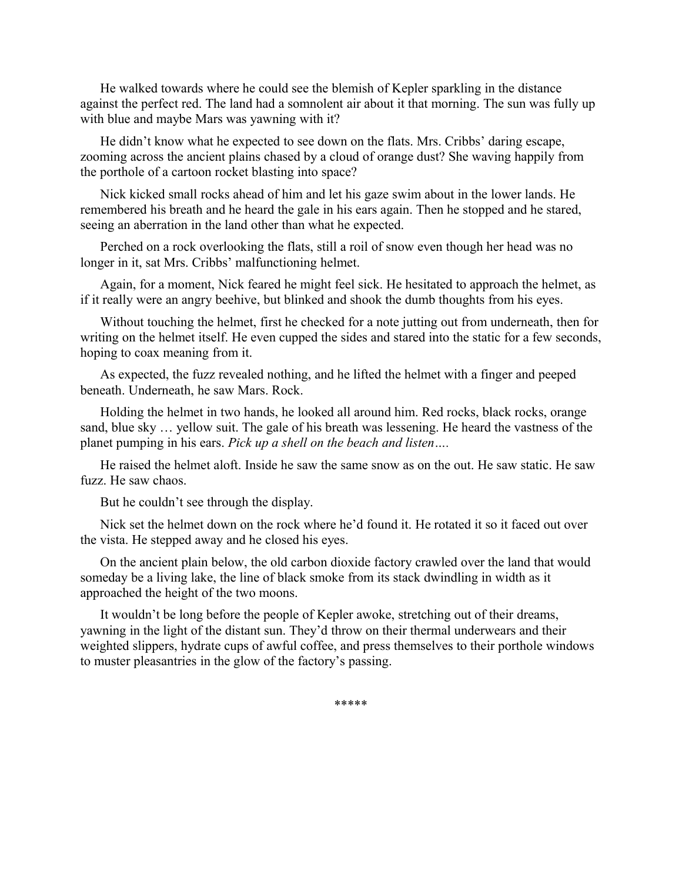He walked towards where he could see the blemish of Kepler sparkling in the distance against the perfect red. The land had a somnolent air about it that morning. The sun was fully up with blue and maybe Mars was yawning with it?

He didn't know what he expected to see down on the flats. Mrs. Cribbs' daring escape, zooming across the ancient plains chased by a cloud of orange dust? She waving happily from the porthole of a cartoon rocket blasting into space?

Nick kicked small rocks ahead of him and let his gaze swim about in the lower lands. He remembered his breath and he heard the gale in his ears again. Then he stopped and he stared, seeing an aberration in the land other than what he expected.

Perched on a rock overlooking the flats, still a roil of snow even though her head was no longer in it, sat Mrs. Cribbs' malfunctioning helmet.

Again, for a moment, Nick feared he might feel sick. He hesitated to approach the helmet, as if it really were an angry beehive, but blinked and shook the dumb thoughts from his eyes.

Without touching the helmet, first he checked for a note jutting out from underneath, then for writing on the helmet itself. He even cupped the sides and stared into the static for a few seconds, hoping to coax meaning from it.

As expected, the fuzz revealed nothing, and he lifted the helmet with a finger and peeped beneath. Underneath, he saw Mars. Rock.

Holding the helmet in two hands, he looked all around him. Red rocks, black rocks, orange sand, blue sky … yellow suit. The gale of his breath was lessening. He heard the vastness of the planet pumping in his ears. *Pick up a shell on the beach and listen….*

He raised the helmet aloft. Inside he saw the same snow as on the out. He saw static. He saw fuzz. He saw chaos.

But he couldn't see through the display.

Nick set the helmet down on the rock where he'd found it. He rotated it so it faced out over the vista. He stepped away and he closed his eyes.

On the ancient plain below, the old carbon dioxide factory crawled over the land that would someday be a living lake, the line of black smoke from its stack dwindling in width as it approached the height of the two moons.

It wouldn't be long before the people of Kepler awoke, stretching out of their dreams, yawning in the light of the distant sun. They'd throw on their thermal underwears and their weighted slippers, hydrate cups of awful coffee, and press themselves to their porthole windows to muster pleasantries in the glow of the factory's passing.

*****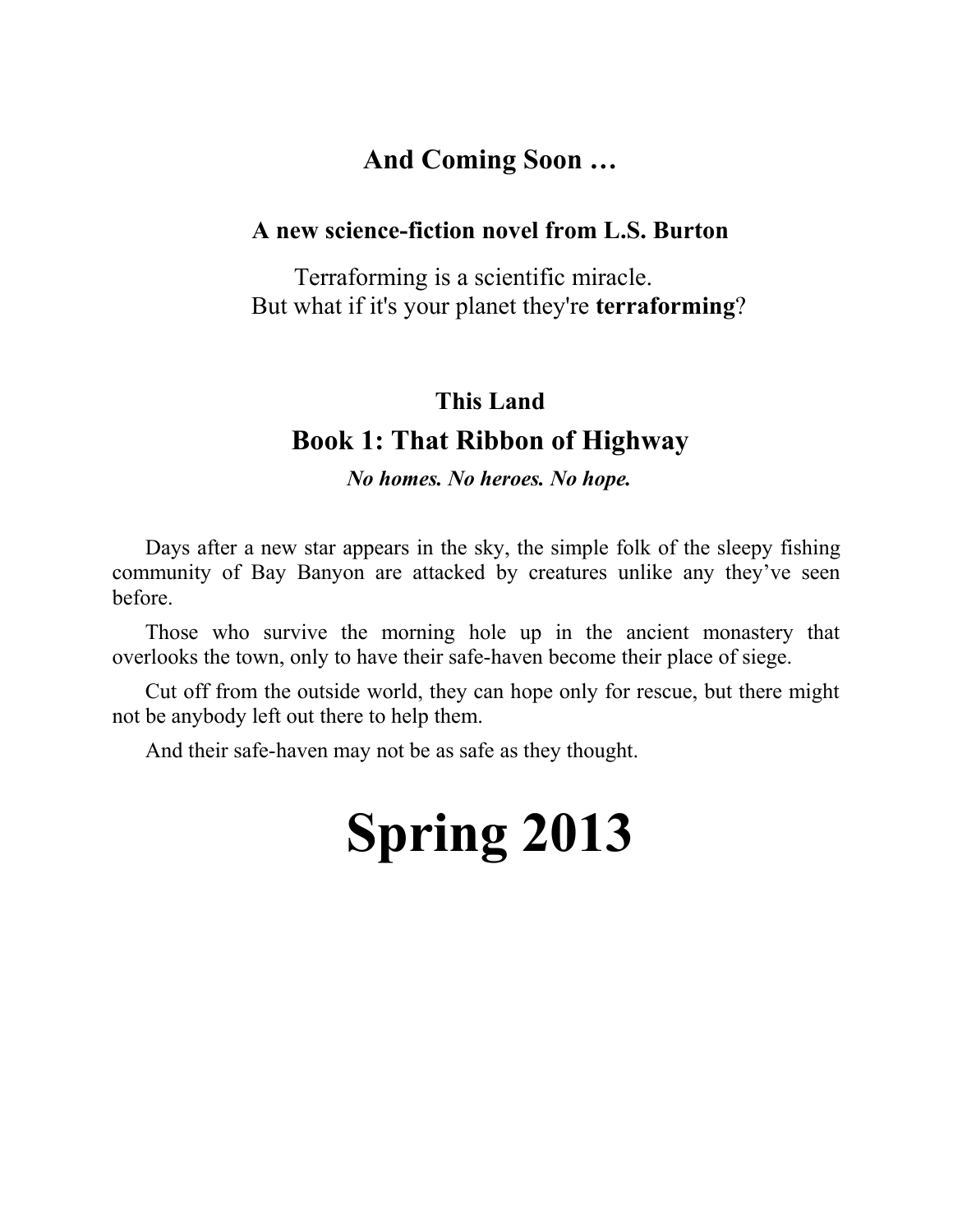## And Coming Soon …

### A new science-fiction novel from L.S. Burton

Terraforming is a scientific miracle.
But what if it's your planet they're **terraforming**?

### This Land

## Book 1: That Ribbon of Highway

***No homes. No heroes. No hope.***

Days after a new star appears in the sky, the simple folk of the sleepy fishing community of Bay Banyon are attacked by creatures unlike any they've seen before.

Those who survive the morning hole up in the ancient monastery that overlooks the town, only to have their safe-haven become their place of siege.

Cut off from the outside world, they can hope only for rescue, but there might not be anybody left out there to help them.

And their safe-haven may not be as safe as they thought.

# Spring 2013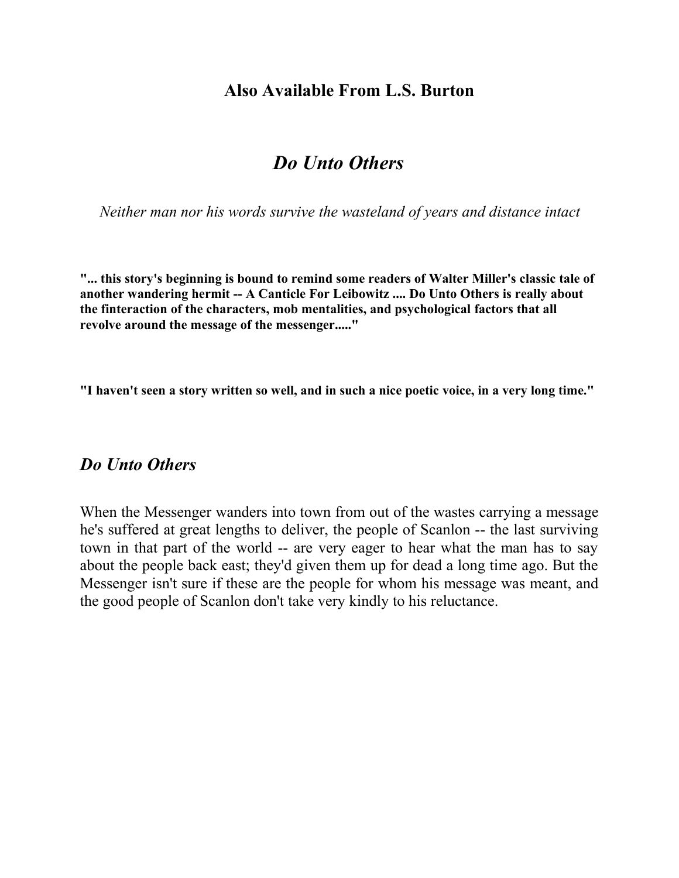## Also Available From L.S. Burton

# *Do Unto Others*

*Neither man nor his words survive the wasteland of years and distance intact*

**"... this story's beginning is bound to remind some readers of Walter Miller's classic tale of another wandering hermit -- A Canticle For Leibowitz .... Do Unto Others is really about the finteraction of the characters, mob mentalities, and psychological factors that all revolve around the message of the messenger....."**

**"I haven't seen a story written so well, and in such a nice poetic voice, in a very long time."**

## *Do Unto Others*

When the Messenger wanders into town from out of the wastes carrying a message he's suffered at great lengths to deliver, the people of Scanlon -- the last surviving town in that part of the world -- are very eager to hear what the man has to say about the people back east; they'd given them up for dead a long time ago. But the Messenger isn't sure if these are the people for whom his message was meant, and the good people of Scanlon don't take very kindly to his reluctance.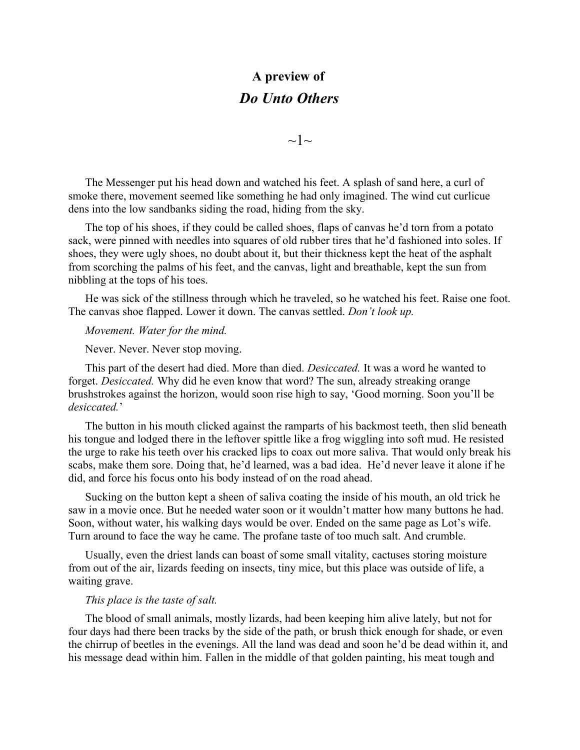## A preview of *Do Unto Others*

~1~

The Messenger put his head down and watched his feet. A splash of sand here, a curl of smoke there, movement seemed like something he had only imagined. The wind cut curlicue dens into the low sandbanks siding the road, hiding from the sky.

The top of his shoes, if they could be called shoes, flaps of canvas he'd torn from a potato sack, were pinned with needles into squares of old rubber tires that he'd fashioned into soles. If shoes, they were ugly shoes, no doubt about it, but their thickness kept the heat of the asphalt from scorching the palms of his feet, and the canvas, light and breathable, kept the sun from nibbling at the tops of his toes.

He was sick of the stillness through which he traveled, so he watched his feet. Raise one foot. The canvas shoe flapped. Lower it down. The canvas settled. *Don't look up.*

*Movement. Water for the mind.*

Never. Never. Never stop moving.

This part of the desert had died. More than died. *Desiccated.* It was a word he wanted to forget. *Desiccated.* Why did he even know that word? The sun, already streaking orange brushstrokes against the horizon, would soon rise high to say, 'Good morning. Soon you'll be *desiccated.*'

The button in his mouth clicked against the ramparts of his backmost teeth, then slid beneath his tongue and lodged there in the leftover spittle like a frog wiggling into soft mud. He resisted the urge to rake his teeth over his cracked lips to coax out more saliva. That would only break his scabs, make them sore. Doing that, he'd learned, was a bad idea. He'd never leave it alone if he did, and force his focus onto his body instead of on the road ahead.

Sucking on the button kept a sheen of saliva coating the inside of his mouth, an old trick he saw in a movie once. But he needed water soon or it wouldn't matter how many buttons he had. Soon, without water, his walking days would be over. Ended on the same page as Lot's wife. Turn around to face the way he came. The profane taste of too much salt. And crumble.

Usually, even the driest lands can boast of some small vitality, cactuses storing moisture from out of the air, lizards feeding on insects, tiny mice, but this place was outside of life, a waiting grave.

*This place is the taste of salt.*

The blood of small animals, mostly lizards, had been keeping him alive lately, but not for four days had there been tracks by the side of the path, or brush thick enough for shade, or even the chirrup of beetles in the evenings. All the land was dead and soon he'd be dead within it, and his message dead within him. Fallen in the middle of that golden painting, his meat tough and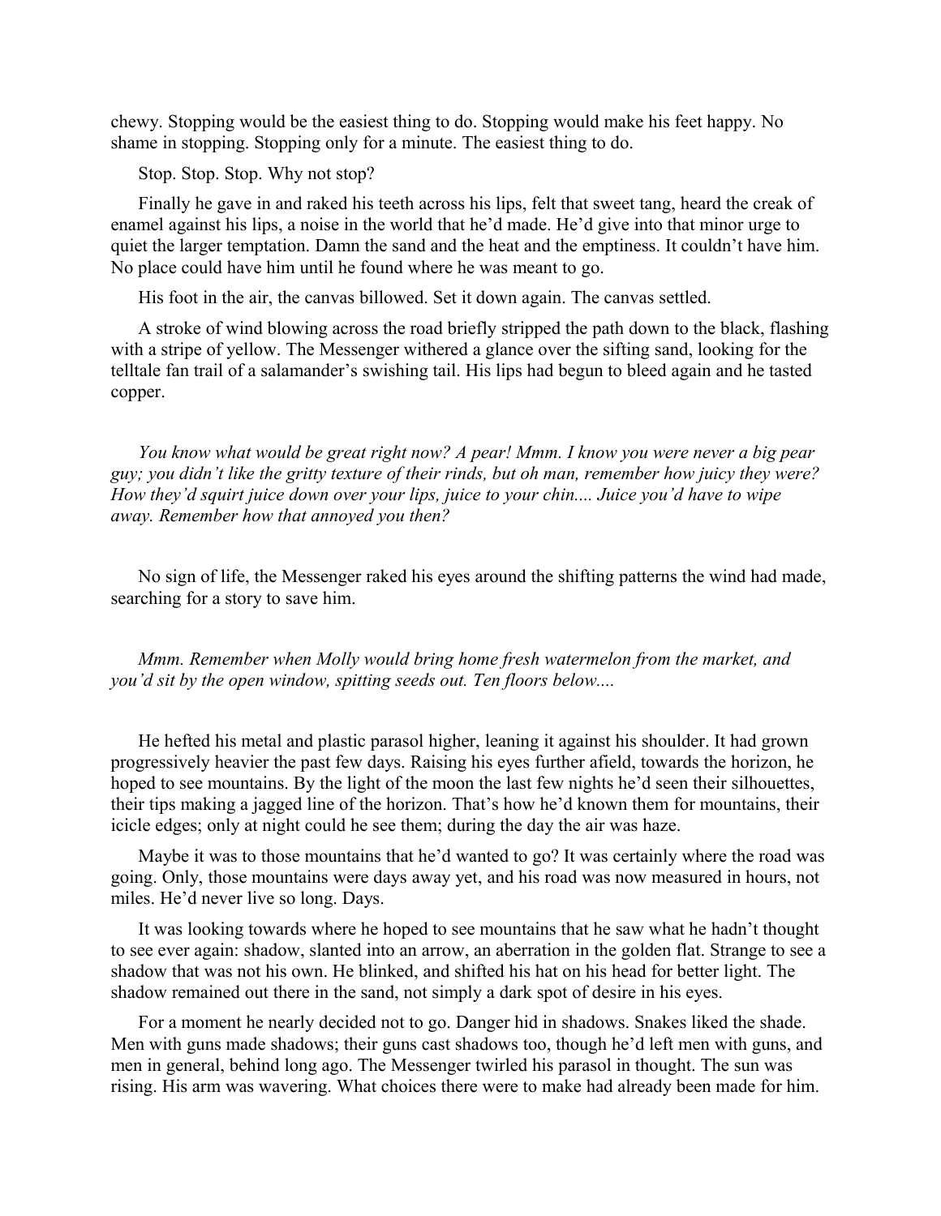chewy. Stopping would be the easiest thing to do. Stopping would make his feet happy. No shame in stopping. Stopping only for a minute. The easiest thing to do.

Stop. Stop. Stop. Why not stop?

Finally he gave in and raked his teeth across his lips, felt that sweet tang, heard the creak of enamel against his lips, a noise in the world that he'd made. He'd give into that minor urge to quiet the larger temptation. Damn the sand and the heat and the emptiness. It couldn't have him. No place could have him until he found where he was meant to go.

His foot in the air, the canvas billowed. Set it down again. The canvas settled.

A stroke of wind blowing across the road briefly stripped the path down to the black, flashing with a stripe of yellow. The Messenger withered a glance over the sifting sand, looking for the telltale fan trail of a salamander's swishing tail. His lips had begun to bleed again and he tasted copper.

*You know what would be great right now? A pear! Mmm. I know you were never a big pear guy; you didn't like the gritty texture of their rinds, but oh man, remember how juicy they were? How they'd squirt juice down over your lips, juice to your chin.... Juice you'd have to wipe away. Remember how that annoyed you then?*

No sign of life, the Messenger raked his eyes around the shifting patterns the wind had made, searching for a story to save him.

*Mmm. Remember when Molly would bring home fresh watermelon from the market, and you'd sit by the open window, spitting seeds out. Ten floors below....*

He hefted his metal and plastic parasol higher, leaning it against his shoulder. It had grown progressively heavier the past few days. Raising his eyes further afield, towards the horizon, he hoped to see mountains. By the light of the moon the last few nights he'd seen their silhouettes, their tips making a jagged line of the horizon. That's how he'd known them for mountains, their icicle edges; only at night could he see them; during the day the air was haze.

Maybe it was to those mountains that he'd wanted to go? It was certainly where the road was going. Only, those mountains were days away yet, and his road was now measured in hours, not miles. He'd never live so long. Days.

It was looking towards where he hoped to see mountains that he saw what he hadn't thought to see ever again: shadow, slanted into an arrow, an aberration in the golden flat. Strange to see a shadow that was not his own. He blinked, and shifted his hat on his head for better light. The shadow remained out there in the sand, not simply a dark spot of desire in his eyes.

For a moment he nearly decided not to go. Danger hid in shadows. Snakes liked the shade. Men with guns made shadows; their guns cast shadows too, though he'd left men with guns, and men in general, behind long ago. The Messenger twirled his parasol in thought. The sun was rising. His arm was wavering. What choices there were to make had already been made for him.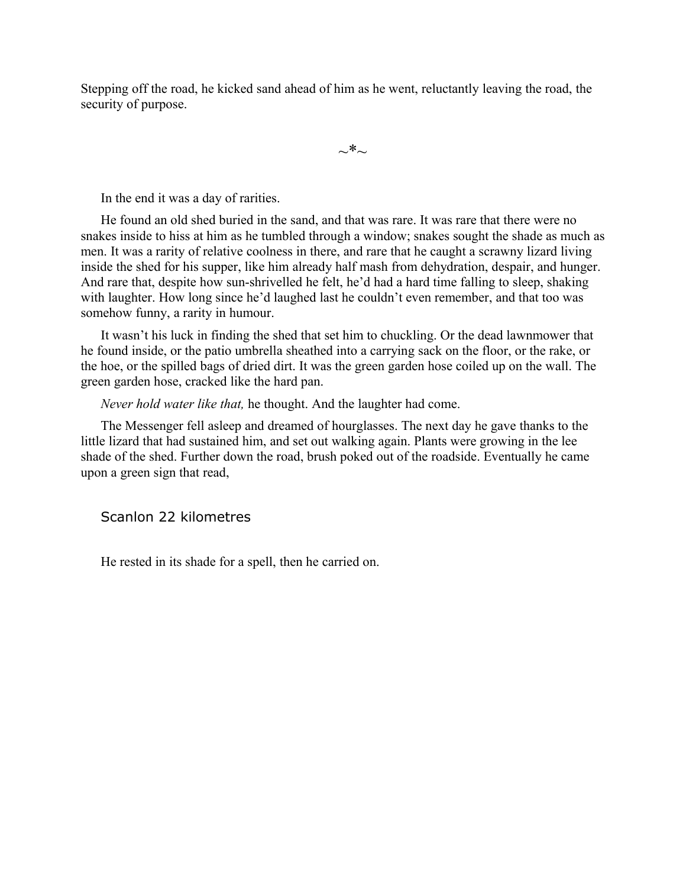Stepping off the road, he kicked sand ahead of him as he went, reluctantly leaving the road, the security of purpose.

~*~

In the end it was a day of rarities.

He found an old shed buried in the sand, and that was rare. It was rare that there were no snakes inside to hiss at him as he tumbled through a window; snakes sought the shade as much as men. It was a rarity of relative coolness in there, and rare that he caught a scrawny lizard living inside the shed for his supper, like him already half mash from dehydration, despair, and hunger. And rare that, despite how sun-shrivelled he felt, he'd had a hard time falling to sleep, shaking with laughter. How long since he'd laughed last he couldn't even remember, and that too was somehow funny, a rarity in humour.

It wasn't his luck in finding the shed that set him to chuckling. Or the dead lawnmower that he found inside, or the patio umbrella sheathed into a carrying sack on the floor, or the rake, or the hoe, or the spilled bags of dried dirt. It was the green garden hose coiled up on the wall. The green garden hose, cracked like the hard pan.

*Never hold water like that,* he thought. And the laughter had come.

The Messenger fell asleep and dreamed of hourglasses. The next day he gave thanks to the little lizard that had sustained him, and set out walking again. Plants were growing in the lee shade of the shed. Further down the road, brush poked out of the roadside. Eventually he came upon a green sign that read,

Scanlon 22 kilometres

He rested in its shade for a spell, then he carried on.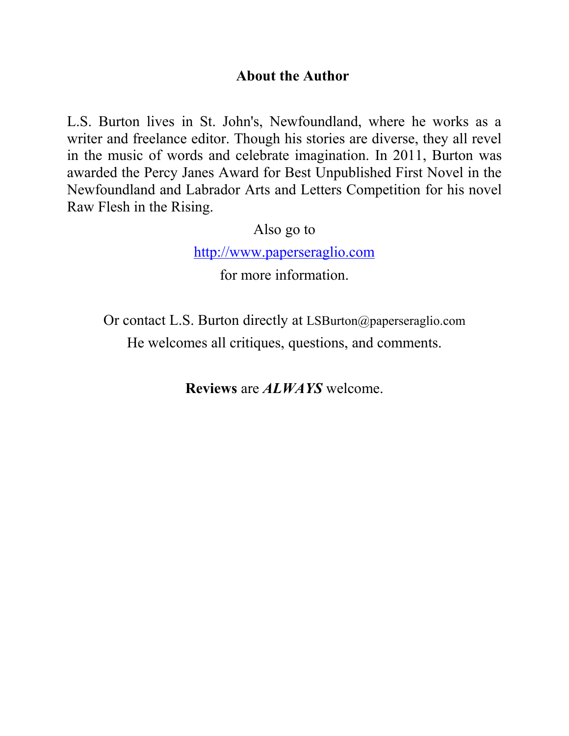## About the Author

L.S. Burton lives in St. John's, Newfoundland, where he works as a writer and freelance editor. Though his stories are diverse, they all revel in the music of words and celebrate imagination. In 2011, Burton was awarded the Percy Janes Award for Best Unpublished First Novel in the Newfoundland and Labrador Arts and Letters Competition for his novel Raw Flesh in the Rising.

Also go to

http://www.paperseraglio.com

for more information.

Or contact L.S. Burton directly at LSBurton@paperseraglio.com

He welcomes all critiques, questions, and comments.

**Reviews** are ***ALWAYS*** welcome.